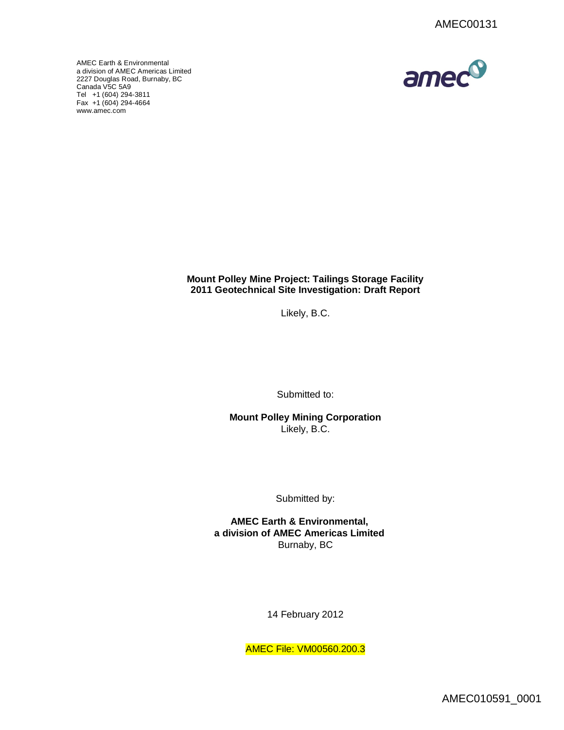AMEC00131

AMEC Earth & Environmental
a division of AMEC Americas Limited
2227 Douglas Road, Burnaby, BC
Canada V5C 5A9
Tel +1 (604) 294-3811
Fax +1 (604) 294-4664
www.amec.com

**Mount Polley Mine Project: Tailings Storage Facility**
**2011 Geotechnical Site Investigation: Draft Report**

Likely, B.C.

Submitted to:

**Mount Polley Mining Corporation**
Likely, B.C.

Submitted by:

**AMEC Earth & Environmental,**
**a division of AMEC Americas Limited**
Burnaby, BC

14 February 2012

AMEC File: VM00560.200.3

AMEC010591_0001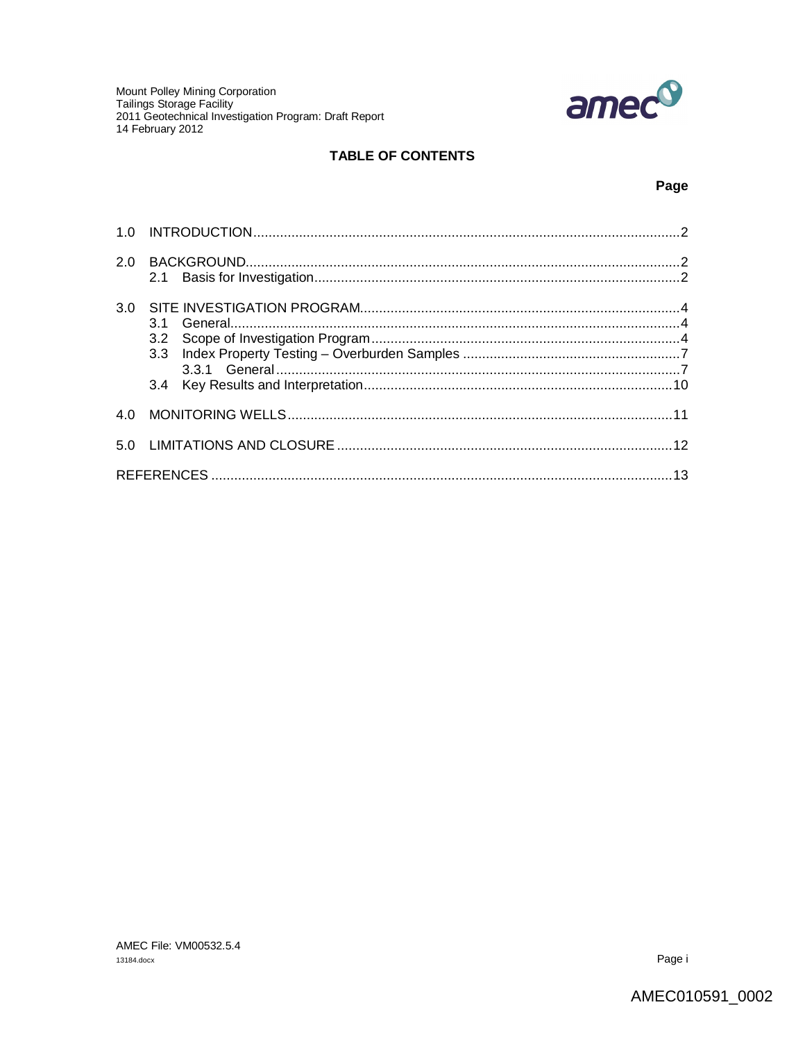# TABLE OF CONTENTS

| | Page |
|---|---|
| 1.0 INTRODUCTION | 2 |
| 2.0 BACKGROUND | 2 |
| 2.1 Basis for Investigation | 2 |
| 3.0 SITE INVESTIGATION PROGRAM | 4 |
| 3.1 General | 4 |
| 3.2 Scope of Investigation Program | 4 |
| 3.3 Index Property Testing – Overburden Samples | 7 |
| 3.3.1 General | 7 |
| 3.4 Key Results and Interpretation | 10 |
| 4.0 MONITORING WELLS | 11 |
| 5.0 LIMITATIONS AND CLOSURE | 12 |
| REFERENCES | 13 |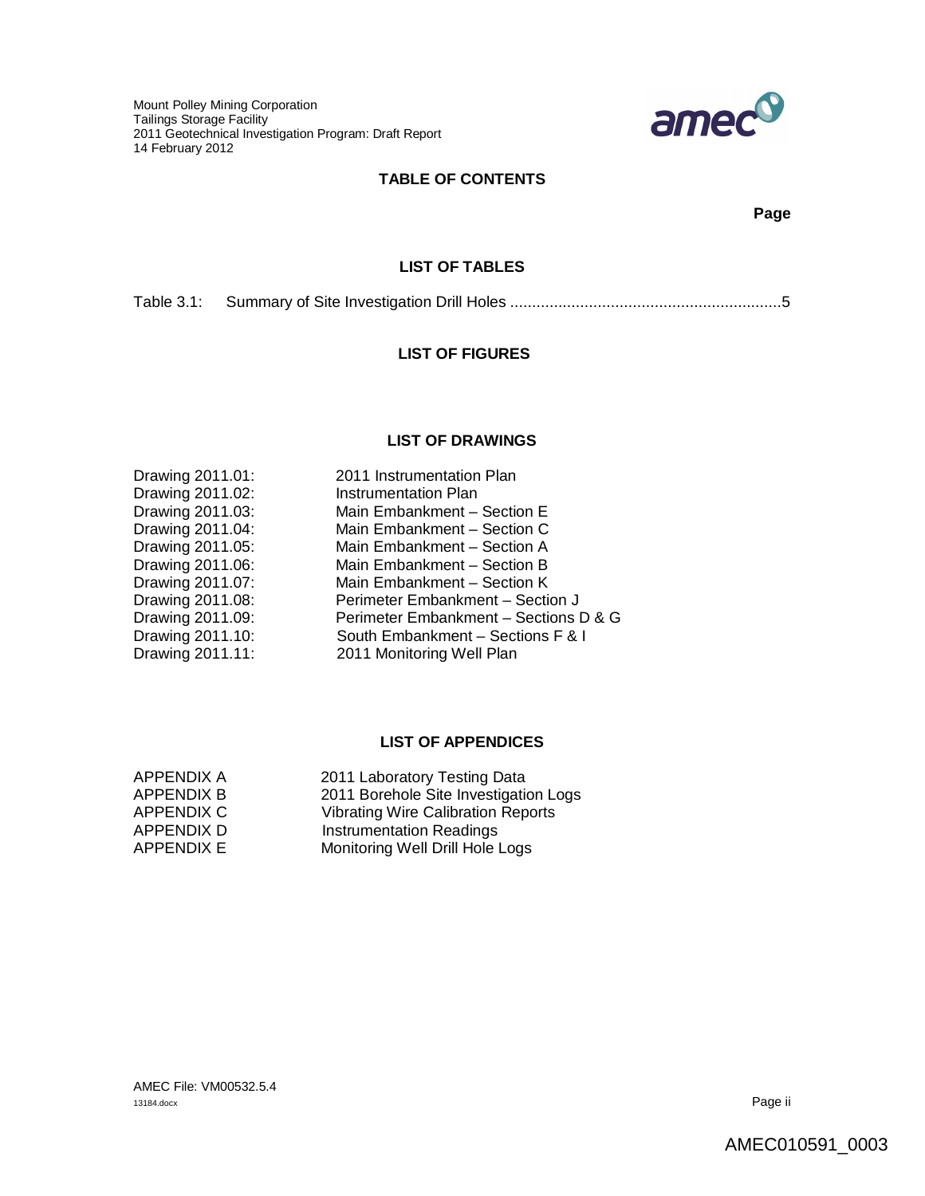## TABLE OF CONTENTS

**Page**

### LIST OF TABLES

Table 3.1: Summary of Site Investigation Drill Holes ............................................................. 5

### LIST OF FIGURES

### LIST OF DRAWINGS

| | |
|---|---|
| Drawing 2011.01: | 2011 Instrumentation Plan |
| Drawing 2011.02: | Instrumentation Plan |
| Drawing 2011.03: | Main Embankment – Section E |
| Drawing 2011.04: | Main Embankment – Section C |
| Drawing 2011.05: | Main Embankment – Section A |
| Drawing 2011.06: | Main Embankment – Section B |
| Drawing 2011.07: | Main Embankment – Section K |
| Drawing 2011.08: | Perimeter Embankment – Section J |
| Drawing 2011.09: | Perimeter Embankment – Sections D & G |
| Drawing 2011.10: | South Embankment – Sections F & I |
| Drawing 2011.11: | 2011 Monitoring Well Plan |

### LIST OF APPENDICES

| | |
|---|---|
| APPENDIX A | 2011 Laboratory Testing Data |
| APPENDIX B | 2011 Borehole Site Investigation Logs |
| APPENDIX C | Vibrating Wire Calibration Reports |
| APPENDIX D | Instrumentation Readings |
| APPENDIX E | Monitoring Well Drill Hole Logs |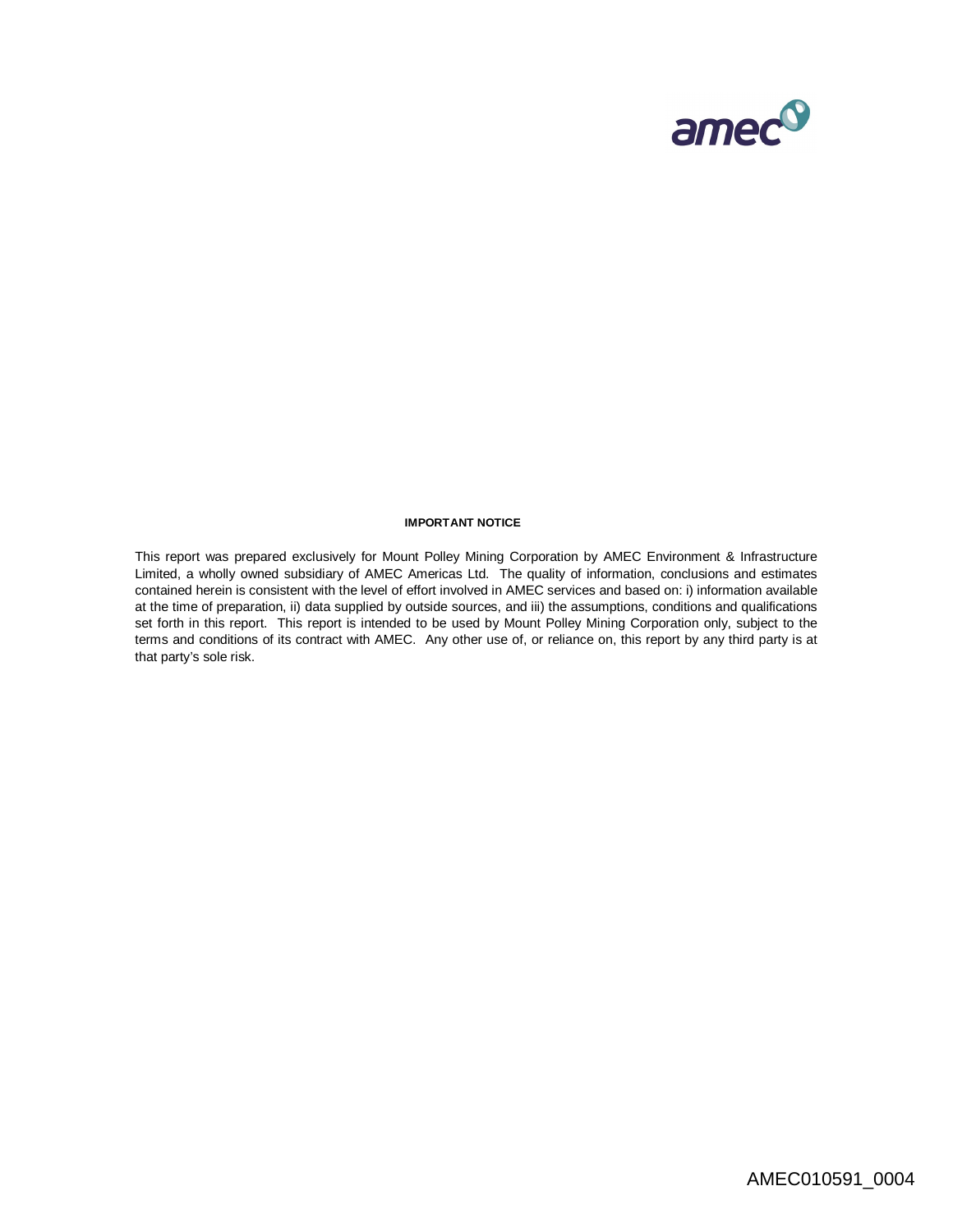**IMPORTANT NOTICE**

This report was prepared exclusively for Mount Polley Mining Corporation by AMEC Environment & Infrastructure Limited, a wholly owned subsidiary of AMEC Americas Ltd. The quality of information, conclusions and estimates contained herein is consistent with the level of effort involved in AMEC services and based on: i) information available at the time of preparation, ii) data supplied by outside sources, and iii) the assumptions, conditions and qualifications set forth in this report. This report is intended to be used by Mount Polley Mining Corporation only, subject to the terms and conditions of its contract with AMEC. Any other use of, or reliance on, this report by any third party is at that party's sole risk.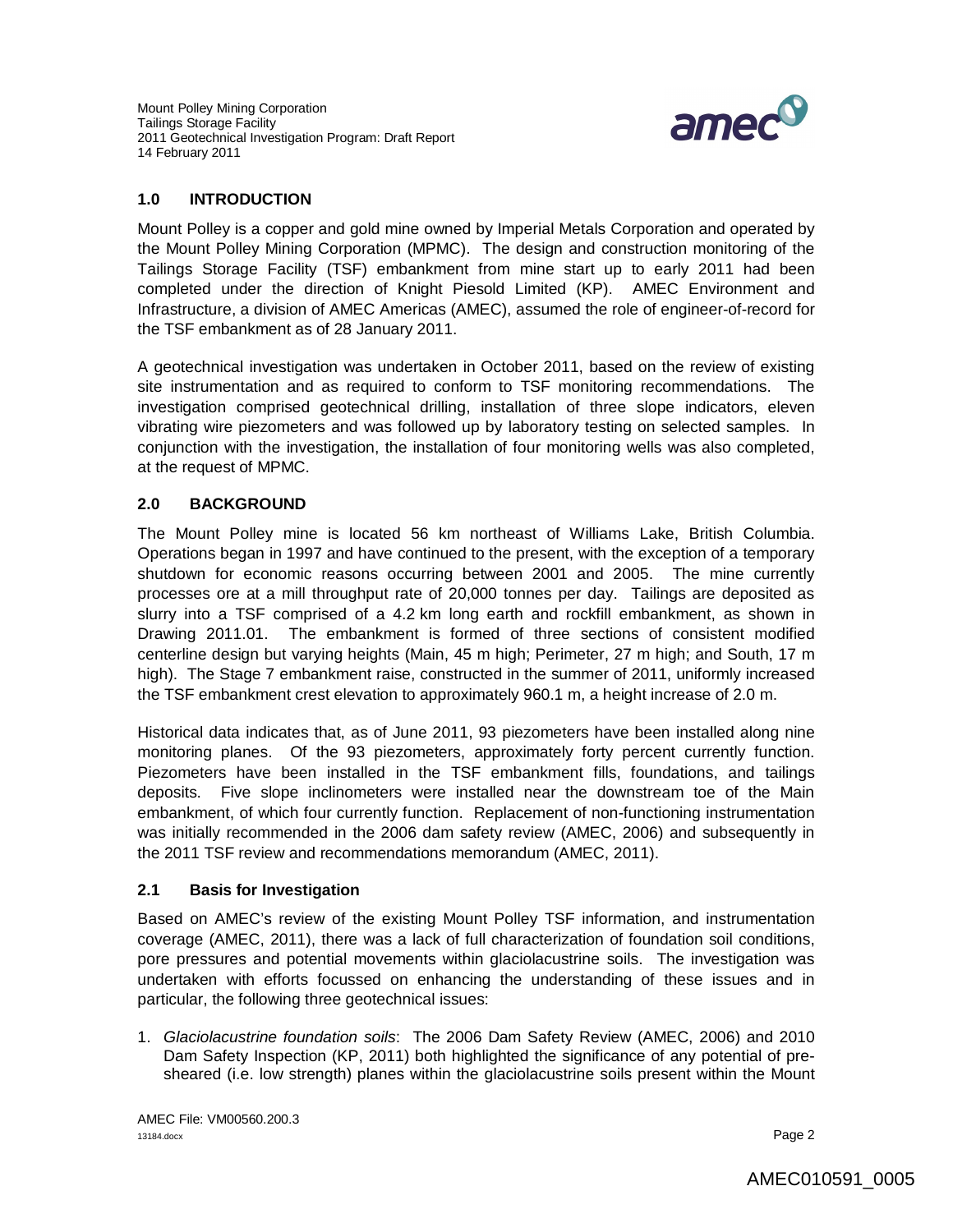## 1.0 INTRODUCTION

Mount Polley is a copper and gold mine owned by Imperial Metals Corporation and operated by the Mount Polley Mining Corporation (MPMC). The design and construction monitoring of the Tailings Storage Facility (TSF) embankment from mine start up to early 2011 had been completed under the direction of Knight Piesold Limited (KP). AMEC Environment and Infrastructure, a division of AMEC Americas (AMEC), assumed the role of engineer-of-record for the TSF embankment as of 28 January 2011.

A geotechnical investigation was undertaken in October 2011, based on the review of existing site instrumentation and as required to conform to TSF monitoring recommendations. The investigation comprised geotechnical drilling, installation of three slope indicators, eleven vibrating wire piezometers and was followed up by laboratory testing on selected samples. In conjunction with the investigation, the installation of four monitoring wells was also completed, at the request of MPMC.

## 2.0 BACKGROUND

The Mount Polley mine is located 56 km northeast of Williams Lake, British Columbia. Operations began in 1997 and have continued to the present, with the exception of a temporary shutdown for economic reasons occurring between 2001 and 2005. The mine currently processes ore at a mill throughput rate of 20,000 tonnes per day. Tailings are deposited as slurry into a TSF comprised of a 4.2 km long earth and rockfill embankment, as shown in Drawing 2011.01. The embankment is formed of three sections of consistent modified centerline design but varying heights (Main, 45 m high; Perimeter, 27 m high; and South, 17 m high). The Stage 7 embankment raise, constructed in the summer of 2011, uniformly increased the TSF embankment crest elevation to approximately 960.1 m, a height increase of 2.0 m.

Historical data indicates that, as of June 2011, 93 piezometers have been installed along nine monitoring planes. Of the 93 piezometers, approximately forty percent currently function. Piezometers have been installed in the TSF embankment fills, foundations, and tailings deposits. Five slope inclinometers were installed near the downstream toe of the Main embankment, of which four currently function. Replacement of non-functioning instrumentation was initially recommended in the 2006 dam safety review (AMEC, 2006) and subsequently in the 2011 TSF review and recommendations memorandum (AMEC, 2011).

### 2.1 Basis for Investigation

Based on AMEC's review of the existing Mount Polley TSF information, and instrumentation coverage (AMEC, 2011), there was a lack of full characterization of foundation soil conditions, pore pressures and potential movements within glaciolacustrine soils. The investigation was undertaken with efforts focussed on enhancing the understanding of these issues and in particular, the following three geotechnical issues:

1. *Glaciolacustrine foundation soils*: The 2006 Dam Safety Review (AMEC, 2006) and 2010 Dam Safety Inspection (KP, 2011) both highlighted the significance of any potential of pre-sheared (i.e. low strength) planes within the glaciolacustrine soils present within the Mount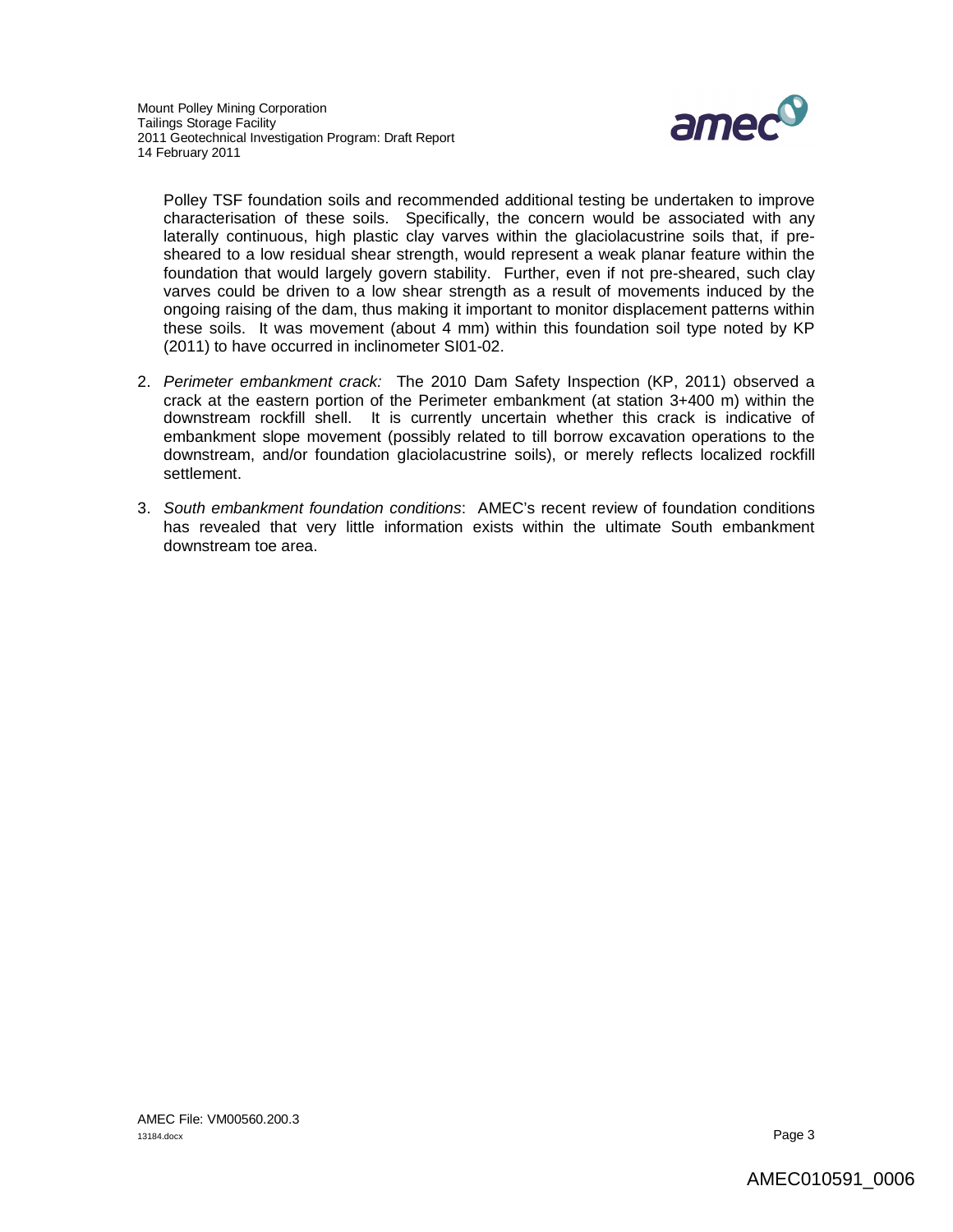Polley TSF foundation soils and recommended additional testing be undertaken to improve characterisation of these soils. Specifically, the concern would be associated with any laterally continuous, high plastic clay varves within the glaciolacustrine soils that, if pre-sheared to a low residual shear strength, would represent a weak planar feature within the foundation that would largely govern stability. Further, even if not pre-sheared, such clay varves could be driven to a low shear strength as a result of movements induced by the ongoing raising of the dam, thus making it important to monitor displacement patterns within these soils. It was movement (about 4 mm) within this foundation soil type noted by KP (2011) to have occurred in inclinometer SI01-02.

2. *Perimeter embankment crack:* The 2010 Dam Safety Inspection (KP, 2011) observed a crack at the eastern portion of the Perimeter embankment (at station 3+400 m) within the downstream rockfill shell. It is currently uncertain whether this crack is indicative of embankment slope movement (possibly related to till borrow excavation operations to the downstream, and/or foundation glaciolacustrine soils), or merely reflects localized rockfill settlement.

3. *South embankment foundation conditions*: AMEC's recent review of foundation conditions has revealed that very little information exists within the ultimate South embankment downstream toe area.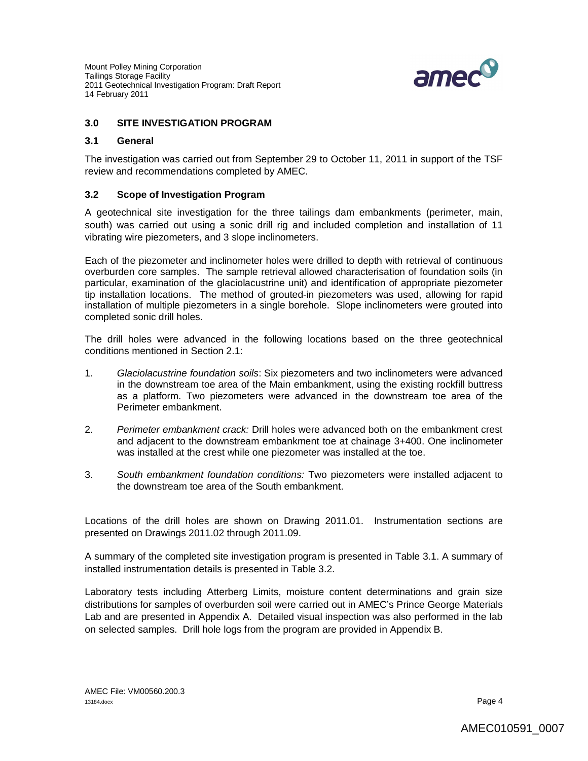## 3.0 SITE INVESTIGATION PROGRAM

### 3.1 General

The investigation was carried out from September 29 to October 11, 2011 in support of the TSF review and recommendations completed by AMEC.

### 3.2 Scope of Investigation Program

A geotechnical site investigation for the three tailings dam embankments (perimeter, main, south) was carried out using a sonic drill rig and included completion and installation of 11 vibrating wire piezometers, and 3 slope inclinometers.

Each of the piezometer and inclinometer holes were drilled to depth with retrieval of continuous overburden core samples. The sample retrieval allowed characterisation of foundation soils (in particular, examination of the glaciolacustrine unit) and identification of appropriate piezometer tip installation locations. The method of grouted-in piezometers was used, allowing for rapid installation of multiple piezometers in a single borehole. Slope inclinometers were grouted into completed sonic drill holes.

The drill holes were advanced in the following locations based on the three geotechnical conditions mentioned in Section 2.1:

1. *Glaciolacustrine foundation soils*: Six piezometers and two inclinometers were advanced in the downstream toe area of the Main embankment, using the existing rockfill buttress as a platform. Two piezometers were advanced in the downstream toe area of the Perimeter embankment.
2. *Perimeter embankment crack:* Drill holes were advanced both on the embankment crest and adjacent to the downstream embankment toe at chainage 3+400. One inclinometer was installed at the crest while one piezometer was installed at the toe.
3. *South embankment foundation conditions:* Two piezometers were installed adjacent to the downstream toe area of the South embankment.

Locations of the drill holes are shown on Drawing 2011.01. Instrumentation sections are presented on Drawings 2011.02 through 2011.09.

A summary of the completed site investigation program is presented in Table 3.1. A summary of installed instrumentation details is presented in Table 3.2.

Laboratory tests including Atterberg Limits, moisture content determinations and grain size distributions for samples of overburden soil were carried out in AMEC's Prince George Materials Lab and are presented in Appendix A. Detailed visual inspection was also performed in the lab on selected samples. Drill hole logs from the program are provided in Appendix B.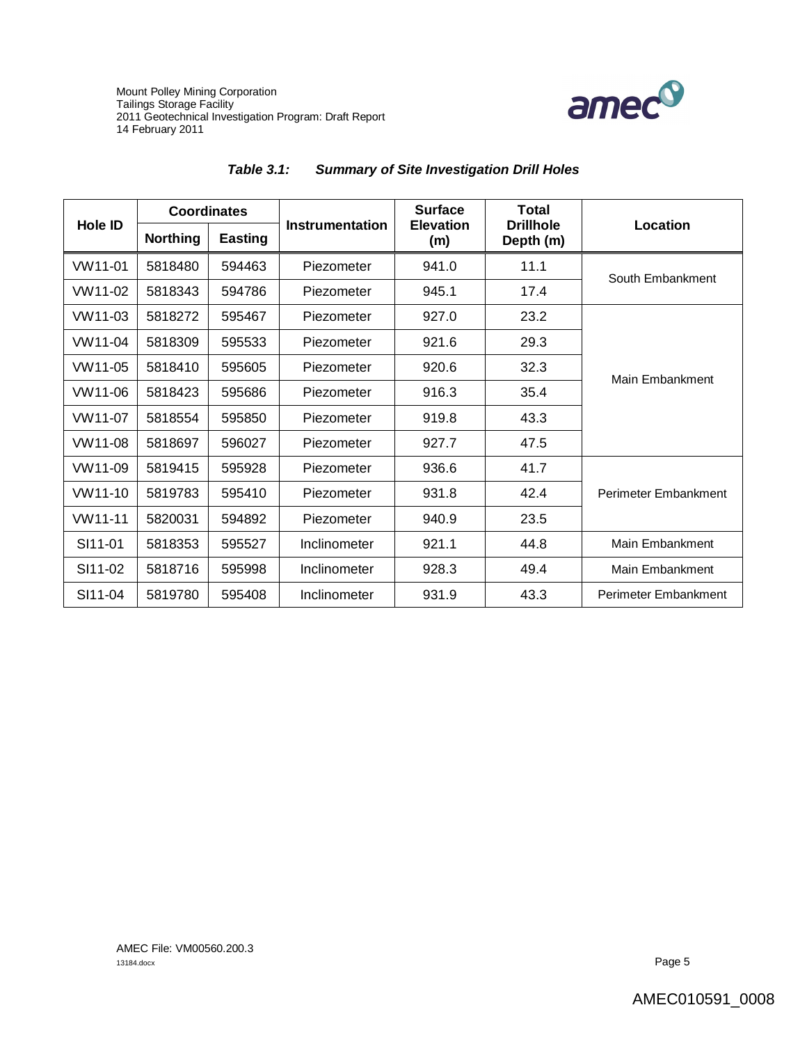***Table 3.1: Summary of Site Investigation Drill Holes***

| Hole ID | Coordinates | | Instrumentation | Surface Elevation (m) | Total Drillhole Depth (m) | Location |
|---|---|---|---|---|---|---|
| | Northing | Easting | | | | |
| VW11-01 | 5818480 | 594463 | Piezometer | 941.0 | 11.1 | South Embankment |
| VW11-02 | 5818343 | 594786 | Piezometer | 945.1 | 17.4 | |
| VW11-03 | 5818272 | 595467 | Piezometer | 927.0 | 23.2 | Main Embankment |
| VW11-04 | 5818309 | 595533 | Piezometer | 921.6 | 29.3 | |
| VW11-05 | 5818410 | 595605 | Piezometer | 920.6 | 32.3 | |
| VW11-06 | 5818423 | 595686 | Piezometer | 916.3 | 35.4 | |
| VW11-07 | 5818554 | 595850 | Piezometer | 919.8 | 43.3 | |
| VW11-08 | 5818697 | 596027 | Piezometer | 927.7 | 47.5 | |
| VW11-09 | 5819415 | 595928 | Piezometer | 936.6 | 41.7 | Perimeter Embankment |
| VW11-10 | 5819783 | 595410 | Piezometer | 931.8 | 42.4 | |
| VW11-11 | 5820031 | 594892 | Piezometer | 940.9 | 23.5 | |
| SI11-01 | 5818353 | 595527 | Inclinometer | 921.1 | 44.8 | Main Embankment |
| SI11-02 | 5818716 | 595998 | Inclinometer | 928.3 | 49.4 | Main Embankment |
| SI11-04 | 5819780 | 595408 | Inclinometer | 931.9 | 43.3 | Perimeter Embankment |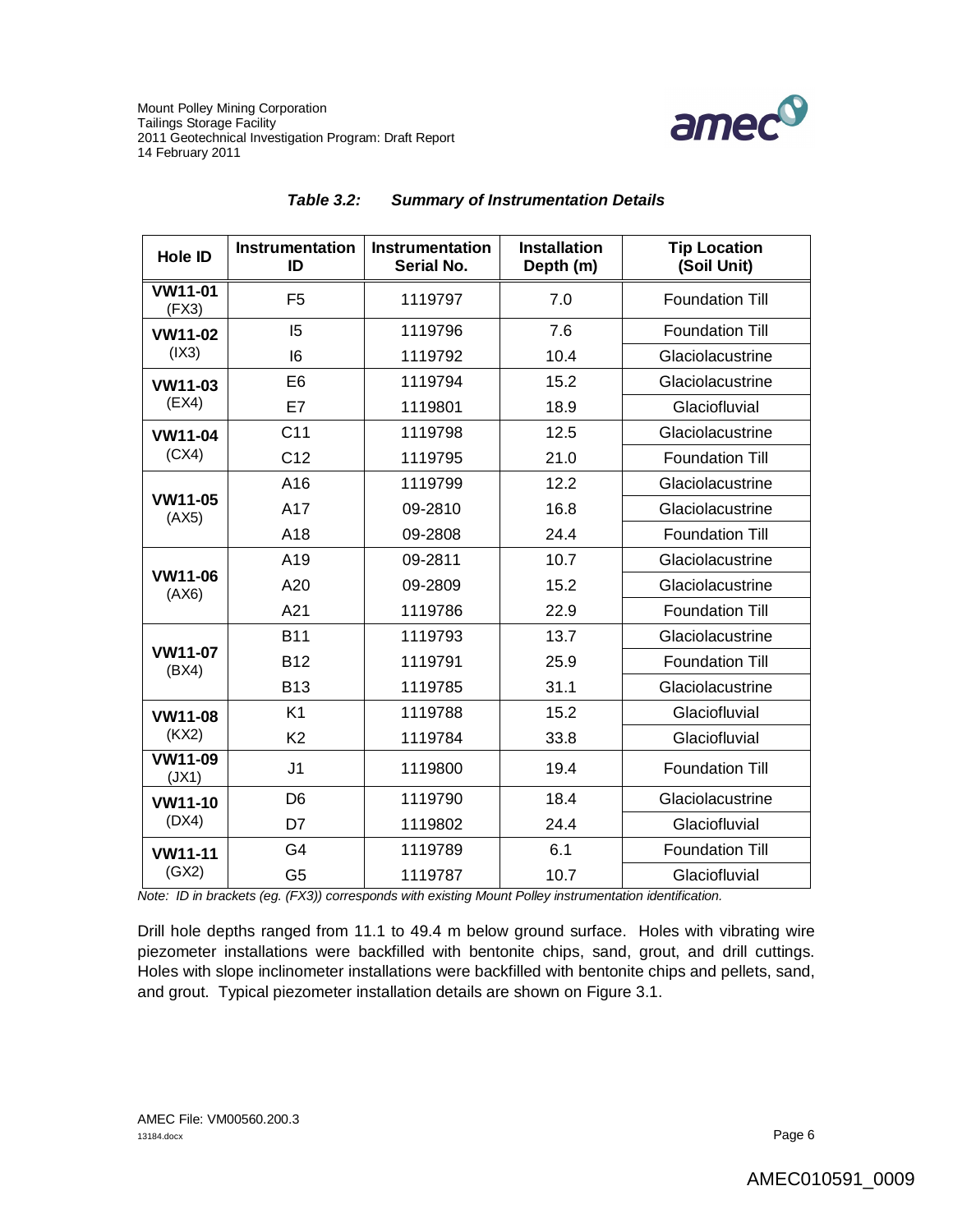*Table 3.2: Summary of Instrumentation Details*

| Hole ID | Instrumentation ID | Instrumentation Serial No. | Installation Depth (m) | Tip Location (Soil Unit) |
|---|---|---|---|---|
| **VW11-01** (FX3) | F5 | 1119797 | 7.0 | Foundation Till |
| **VW11-02** (IX3) | I5 | 1119796 | 7.6 | Foundation Till |
| | I6 | 1119792 | 10.4 | Glaciolacustrine |
| **VW11-03** (EX4) | E6 | 1119794 | 15.2 | Glaciolacustrine |
| | E7 | 1119801 | 18.9 | Glaciofluvial |
| **VW11-04** (CX4) | C11 | 1119798 | 12.5 | Glaciolacustrine |
| | C12 | 1119795 | 21.0 | Foundation Till |
| **VW11-05** (AX5) | A16 | 1119799 | 12.2 | Glaciolacustrine |
| | A17 | 09-2810 | 16.8 | Glaciolacustrine |
| | A18 | 09-2808 | 24.4 | Foundation Till |
| **VW11-06** (AX6) | A19 | 09-2811 | 10.7 | Glaciolacustrine |
| | A20 | 09-2809 | 15.2 | Glaciolacustrine |
| | A21 | 1119786 | 22.9 | Foundation Till |
| **VW11-07** (BX4) | B11 | 1119793 | 13.7 | Glaciolacustrine |
| | B12 | 1119791 | 25.9 | Foundation Till |
| | B13 | 1119785 | 31.1 | Glaciolacustrine |
| **VW11-08** (KX2) | K1 | 1119788 | 15.2 | Glaciofluvial |
| | K2 | 1119784 | 33.8 | Glaciofluvial |
| **VW11-09** (JX1) | J1 | 1119800 | 19.4 | Foundation Till |
| **VW11-10** (DX4) | D6 | 1119790 | 18.4 | Glaciolacustrine |
| | D7 | 1119802 | 24.4 | Glaciofluvial |
| **VW11-11** (GX2) | G4 | 1119789 | 6.1 | Foundation Till |
| | G5 | 1119787 | 10.7 | Glaciofluvial |

*Note: ID in brackets (eg. (FX3)) corresponds with existing Mount Polley instrumentation identification.*

Drill hole depths ranged from 11.1 to 49.4 m below ground surface. Holes with vibrating wire piezometer installations were backfilled with bentonite chips, sand, grout, and drill cuttings. Holes with slope inclinometer installations were backfilled with bentonite chips and pellets, sand, and grout. Typical piezometer installation details are shown on Figure 3.1.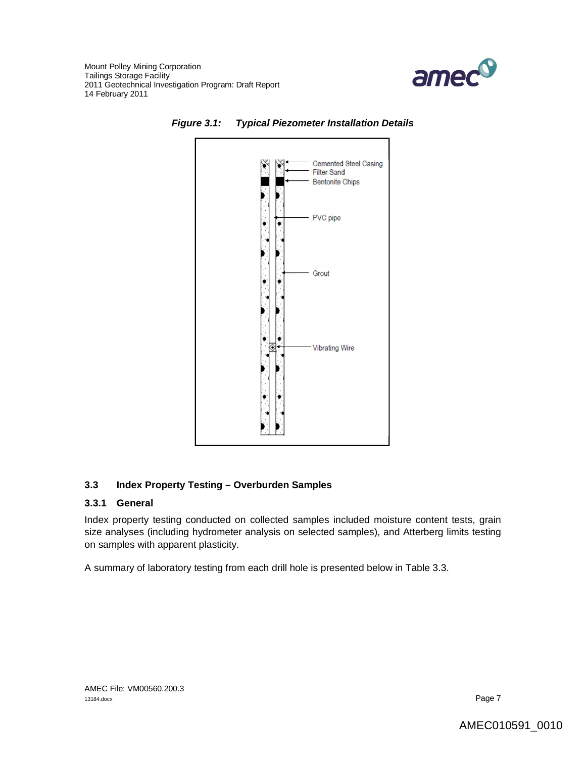***Figure 3.1: Typical Piezometer Installation Details***

Cemented Steel Casing
Filter Sand
Bentonite Chips
PVC pipe
Grout
Vibrating Wire

### 3.3 Index Property Testing – Overburden Samples

#### 3.3.1 General

Index property testing conducted on collected samples included moisture content tests, grain size analyses (including hydrometer analysis on selected samples), and Atterberg limits testing on samples with apparent plasticity.

A summary of laboratory testing from each drill hole is presented below in Table 3.3.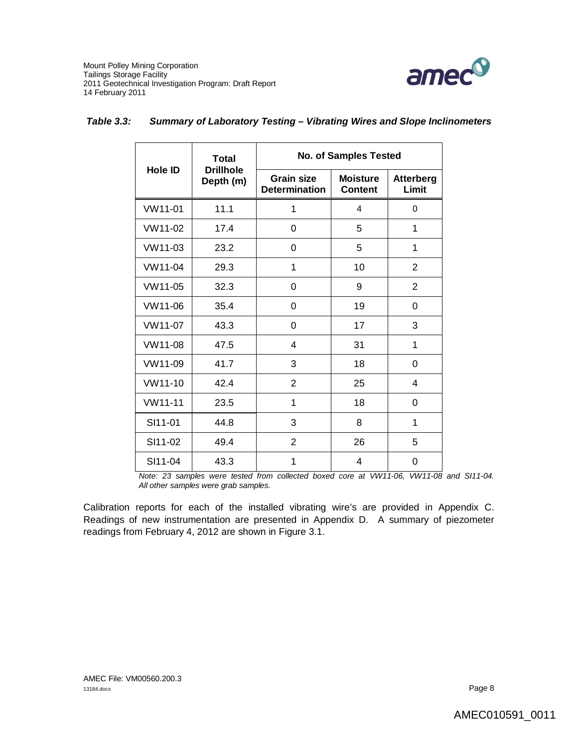*Table 3.3: Summary of Laboratory Testing – Vibrating Wires and Slope Inclinometers*

| Hole ID | Total Drillhole Depth (m) | No. of Samples Tested | | |
|---|---|---|---|---|
| | | Grain size Determination | Moisture Content | Atterberg Limit |
| VW11-01 | 11.1 | 1 | 4 | 0 |
| VW11-02 | 17.4 | 0 | 5 | 1 |
| VW11-03 | 23.2 | 0 | 5 | 1 |
| VW11-04 | 29.3 | 1 | 10 | 2 |
| VW11-05 | 32.3 | 0 | 9 | 2 |
| VW11-06 | 35.4 | 0 | 19 | 0 |
| VW11-07 | 43.3 | 0 | 17 | 3 |
| VW11-08 | 47.5 | 4 | 31 | 1 |
| VW11-09 | 41.7 | 3 | 18 | 0 |
| VW11-10 | 42.4 | 2 | 25 | 4 |
| VW11-11 | 23.5 | 1 | 18 | 0 |
| SI11-01 | 44.8 | 3 | 8 | 1 |
| SI11-02 | 49.4 | 2 | 26 | 5 |
| SI11-04 | 43.3 | 1 | 4 | 0 |

*Note: 23 samples were tested from collected boxed core at VW11-06, VW11-08 and SI11-04. All other samples were grab samples.*

Calibration reports for each of the installed vibrating wire's are provided in Appendix C. Readings of new instrumentation are presented in Appendix D. A summary of piezometer readings from February 4, 2012 are shown in Figure 3.1.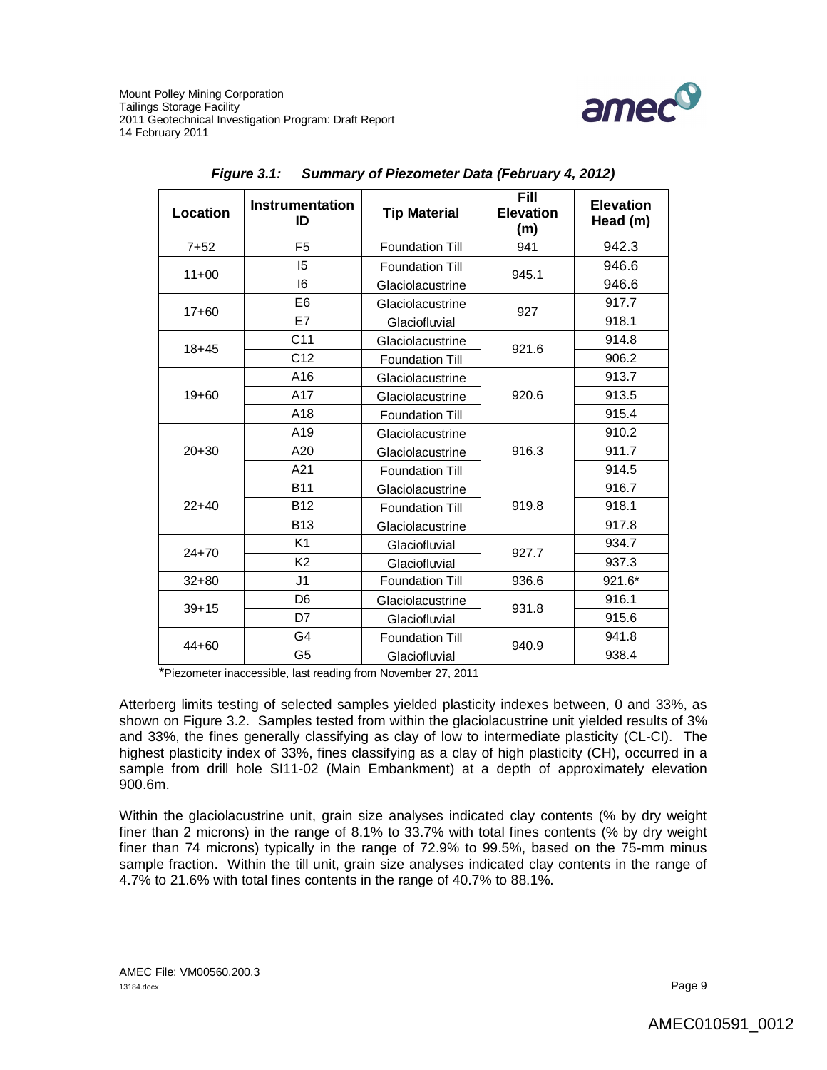*Figure 3.1: Summary of Piezometer Data (February 4, 2012)*

| Location | Instrumentation ID | Tip Material | Fill Elevation (m) | Elevation Head (m) |
|---|---|---|---|---|
| 7+52 | F5 | Foundation Till | 941 | 942.3 |
| 11+00 | I5 | Foundation Till | 945.1 | 946.6 |
| | I6 | Glaciolacustrine | | 946.6 |
| 17+60 | E6 | Glaciolacustrine | 927 | 917.7 |
| | E7 | Glaciofluvial | | 918.1 |
| 18+45 | C11 | Glaciolacustrine | 921.6 | 914.8 |
| | C12 | Foundation Till | | 906.2 |
| 19+60 | A16 | Glaciolacustrine | 920.6 | 913.7 |
| | A17 | Glaciolacustrine | | 913.5 |
| | A18 | Foundation Till | | 915.4 |
| 20+30 | A19 | Glaciolacustrine | 916.3 | 910.2 |
| | A20 | Glaciolacustrine | | 911.7 |
| | A21 | Foundation Till | | 914.5 |
| 22+40 | B11 | Glaciolacustrine | 919.8 | 916.7 |
| | B12 | Foundation Till | | 918.1 |
| | B13 | Glaciolacustrine | | 917.8 |
| 24+70 | K1 | Glaciofluvial | 927.7 | 934.7 |
| | K2 | Glaciofluvial | | 937.3 |
| 32+80 | J1 | Foundation Till | 936.6 | 921.6* |
| 39+15 | D6 | Glaciolacustrine | 931.8 | 916.1 |
| | D7 | Glaciofluvial | | 915.6 |
| 44+60 | G4 | Foundation Till | 940.9 | 941.8 |
| | G5 | Glaciofluvial | | 938.4 |

*Piezometer inaccessible, last reading from November 27, 2011

Atterberg limits testing of selected samples yielded plasticity indexes between, 0 and 33%, as shown on Figure 3.2. Samples tested from within the glaciolacustrine unit yielded results of 3% and 33%, the fines generally classifying as clay of low to intermediate plasticity (CL-CI). The highest plasticity index of 33%, fines classifying as a clay of high plasticity (CH), occurred in a sample from drill hole SI11-02 (Main Embankment) at a depth of approximately elevation 900.6m.

Within the glaciolacustrine unit, grain size analyses indicated clay contents (% by dry weight finer than 2 microns) in the range of 8.1% to 33.7% with total fines contents (% by dry weight finer than 74 microns) typically in the range of 72.9% to 99.5%, based on the 75-mm minus sample fraction. Within the till unit, grain size analyses indicated clay contents in the range of 4.7% to 21.6% with total fines contents in the range of 40.7% to 88.1%.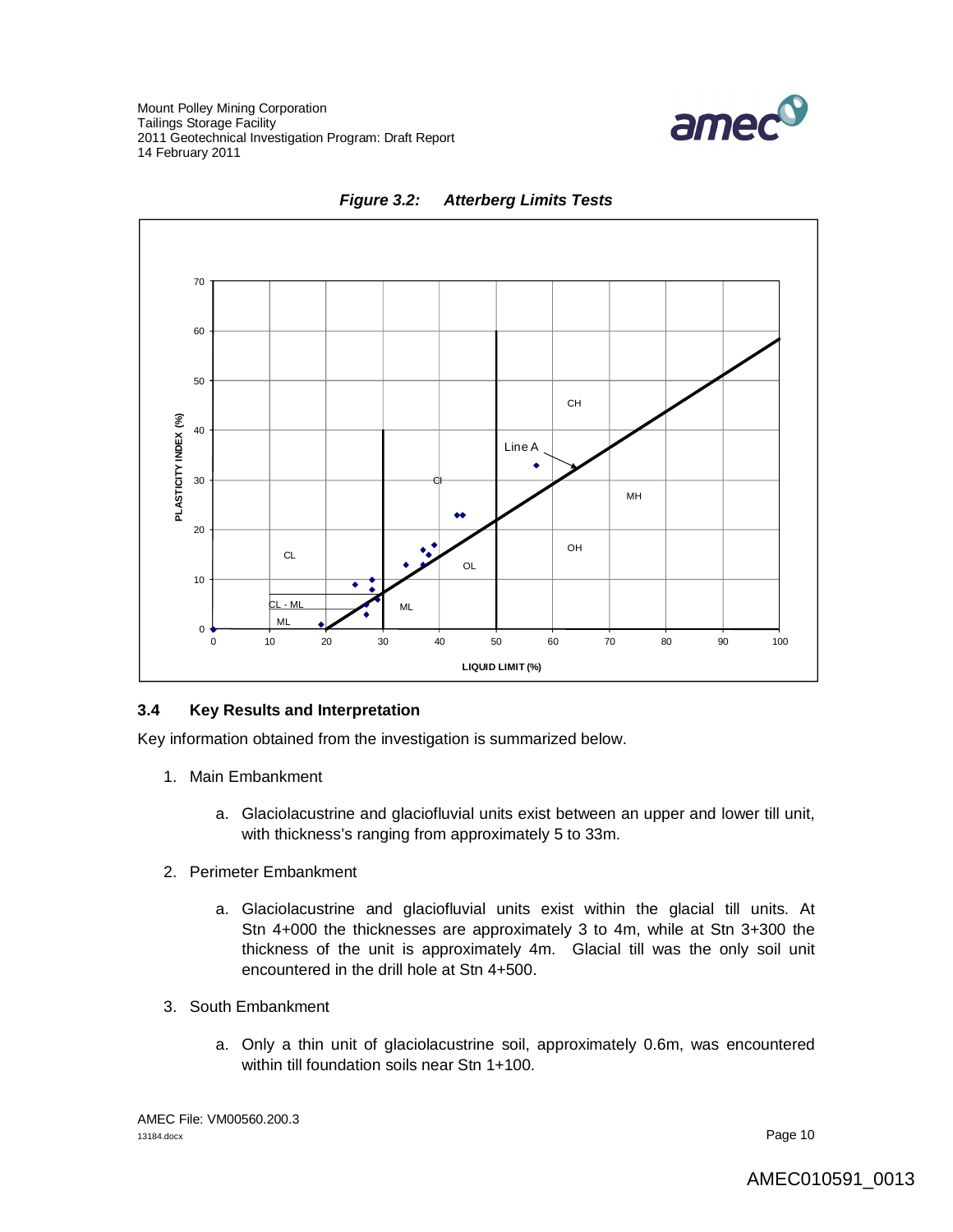*Figure 3.2: Atterberg Limits Tests*

### 3.4 Key Results and Interpretation

Key information obtained from the investigation is summarized below.

1. Main Embankment

   a. Glaciolacustrine and glaciofluvial units exist between an upper and lower till unit, with thickness's ranging from approximately 5 to 33m.

2. Perimeter Embankment

   a. Glaciolacustrine and glaciofluvial units exist within the glacial till units. At Stn 4+000 the thicknesses are approximately 3 to 4m, while at Stn 3+300 the thickness of the unit is approximately 4m. Glacial till was the only soil unit encountered in the drill hole at Stn 4+500.

3. South Embankment

   a. Only a thin unit of glaciolacustrine soil, approximately 0.6m, was encountered within till foundation soils near Stn 1+100.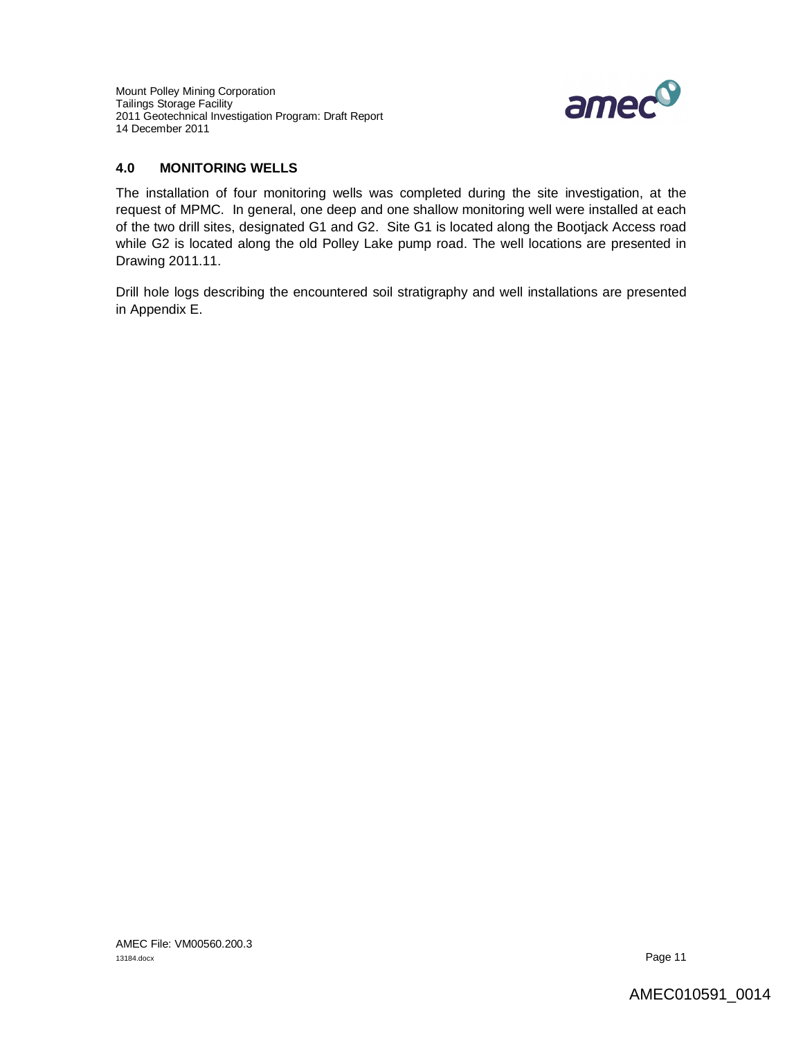## 4.0 MONITORING WELLS

The installation of four monitoring wells was completed during the site investigation, at the request of MPMC. In general, one deep and one shallow monitoring well were installed at each of the two drill sites, designated G1 and G2. Site G1 is located along the Bootjack Access road while G2 is located along the old Polley Lake pump road. The well locations are presented in Drawing 2011.11.

Drill hole logs describing the encountered soil stratigraphy and well installations are presented in Appendix E.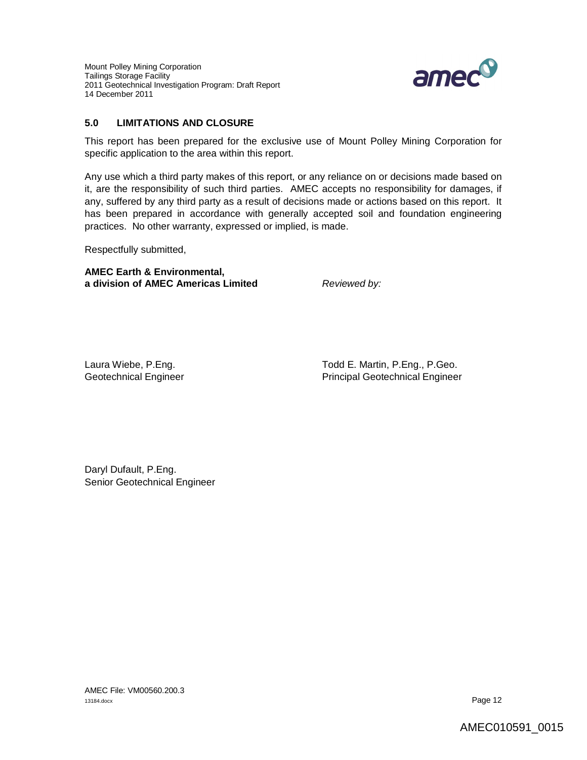## 5.0 LIMITATIONS AND CLOSURE

This report has been prepared for the exclusive use of Mount Polley Mining Corporation for specific application to the area within this report.

Any use which a third party makes of this report, or any reliance on or decisions made based on it, are the responsibility of such third parties. AMEC accepts no responsibility for damages, if any, suffered by any third party as a result of decisions made or actions based on this report. It has been prepared in accordance with generally accepted soil and foundation engineering practices. No other warranty, expressed or implied, is made.

Respectfully submitted,

**AMEC Earth & Environmental,**
**a division of AMEC Americas Limited**

*Reviewed by:*

Laura Wiebe, P.Eng.
Geotechnical Engineer

Todd E. Martin, P.Eng., P.Geo.
Principal Geotechnical Engineer

Daryl Dufault, P.Eng.
Senior Geotechnical Engineer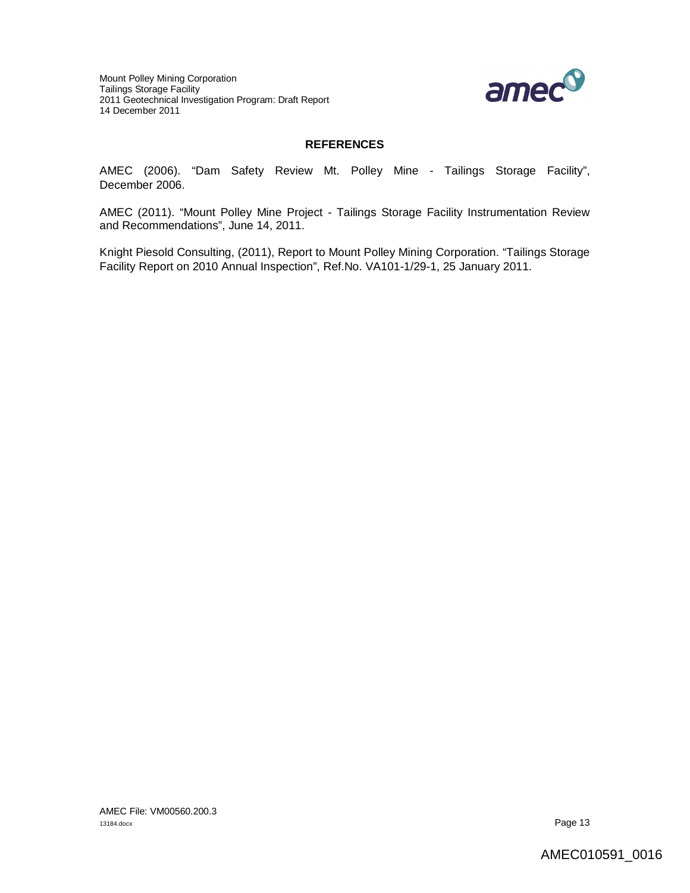## REFERENCES

AMEC (2006). "Dam Safety Review Mt. Polley Mine - Tailings Storage Facility", December 2006.

AMEC (2011). "Mount Polley Mine Project - Tailings Storage Facility Instrumentation Review and Recommendations", June 14, 2011.

Knight Piesold Consulting, (2011), Report to Mount Polley Mining Corporation. "Tailings Storage Facility Report on 2010 Annual Inspection", Ref.No. VA101-1/29-1, 25 January 2011.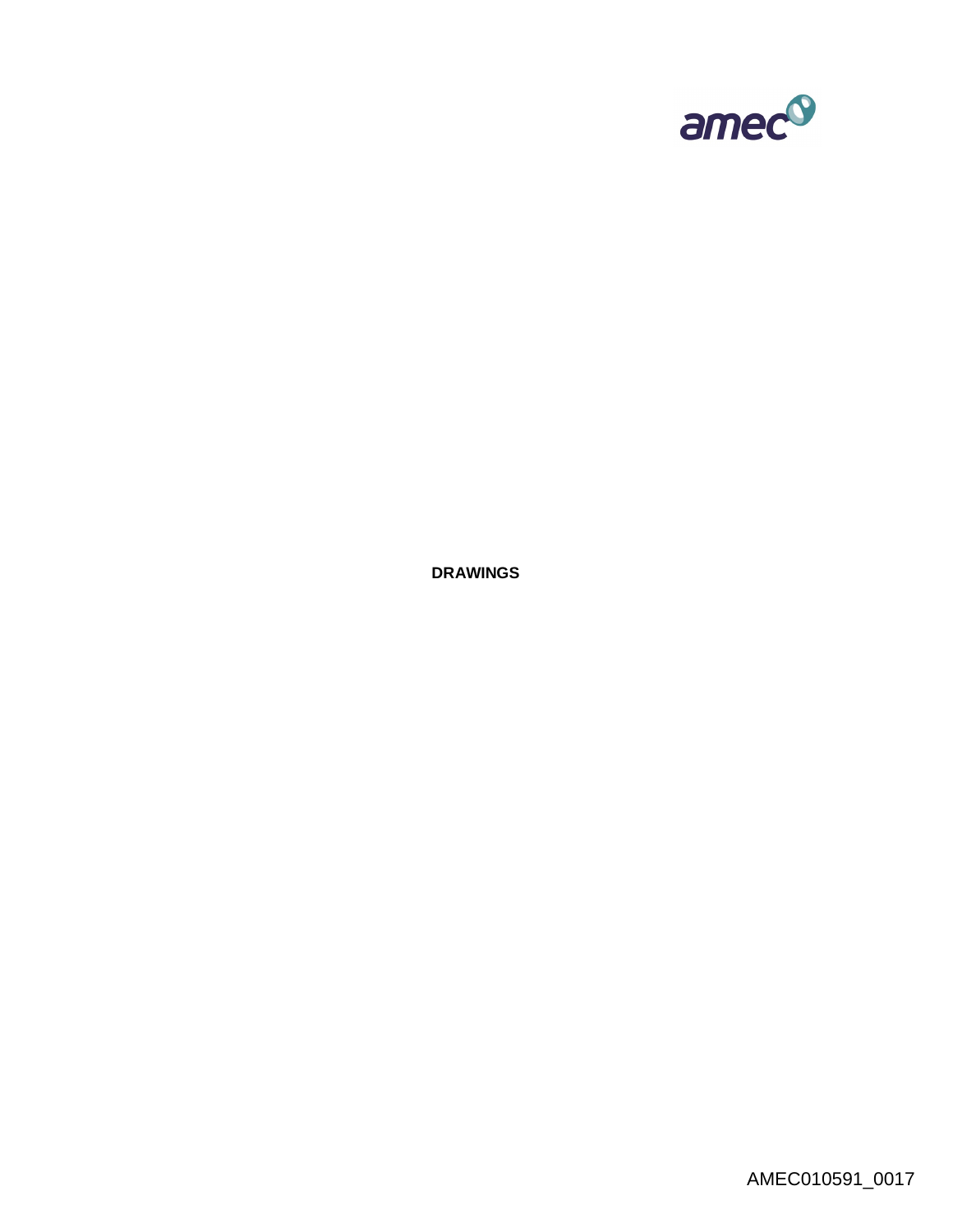**DRAWINGS**

AMEC010591_0017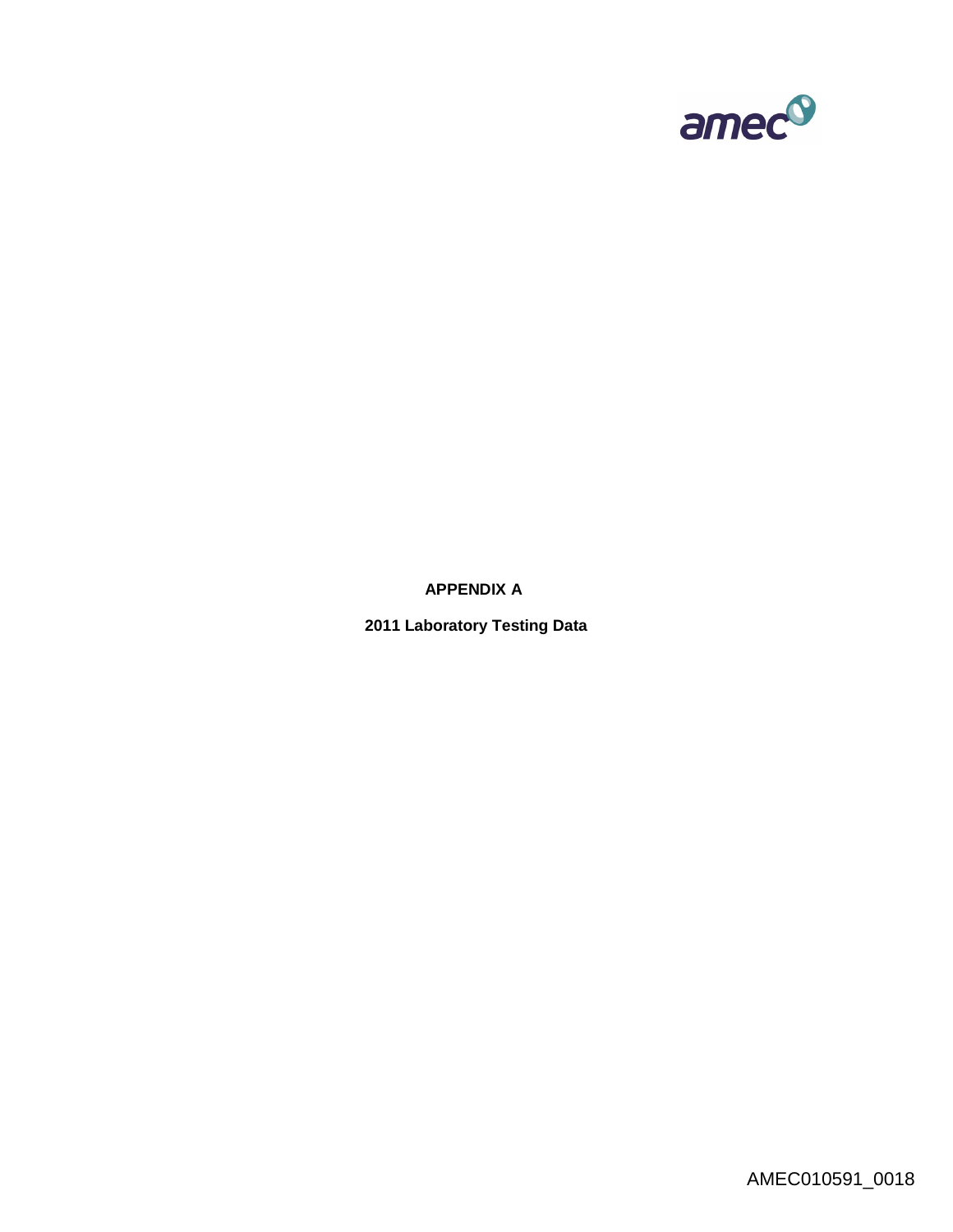**APPENDIX A**

**2011 Laboratory Testing Data**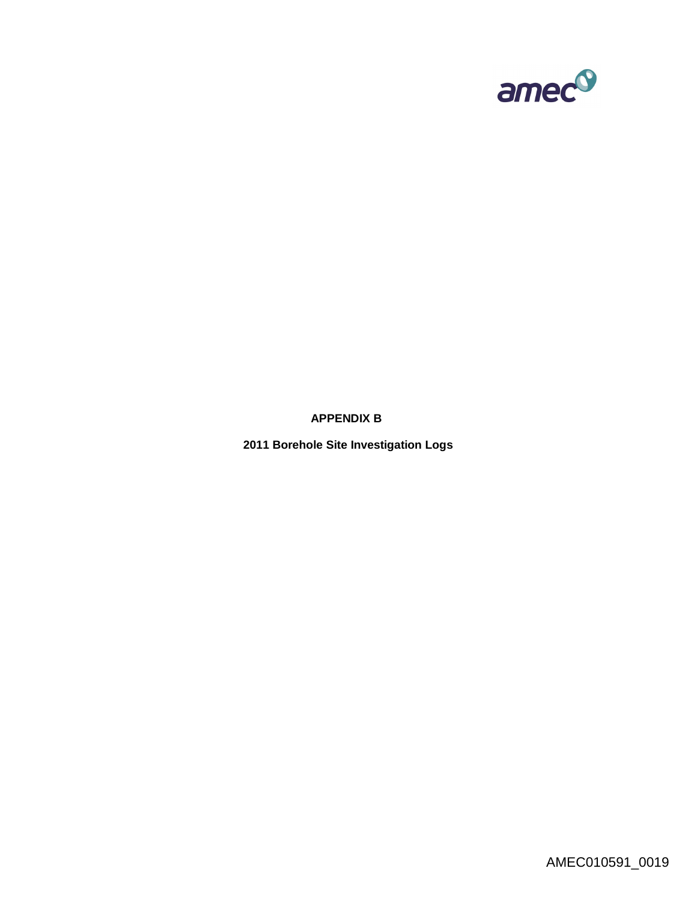**APPENDIX B**

**2011 Borehole Site Investigation Logs**

AMEC010591_0019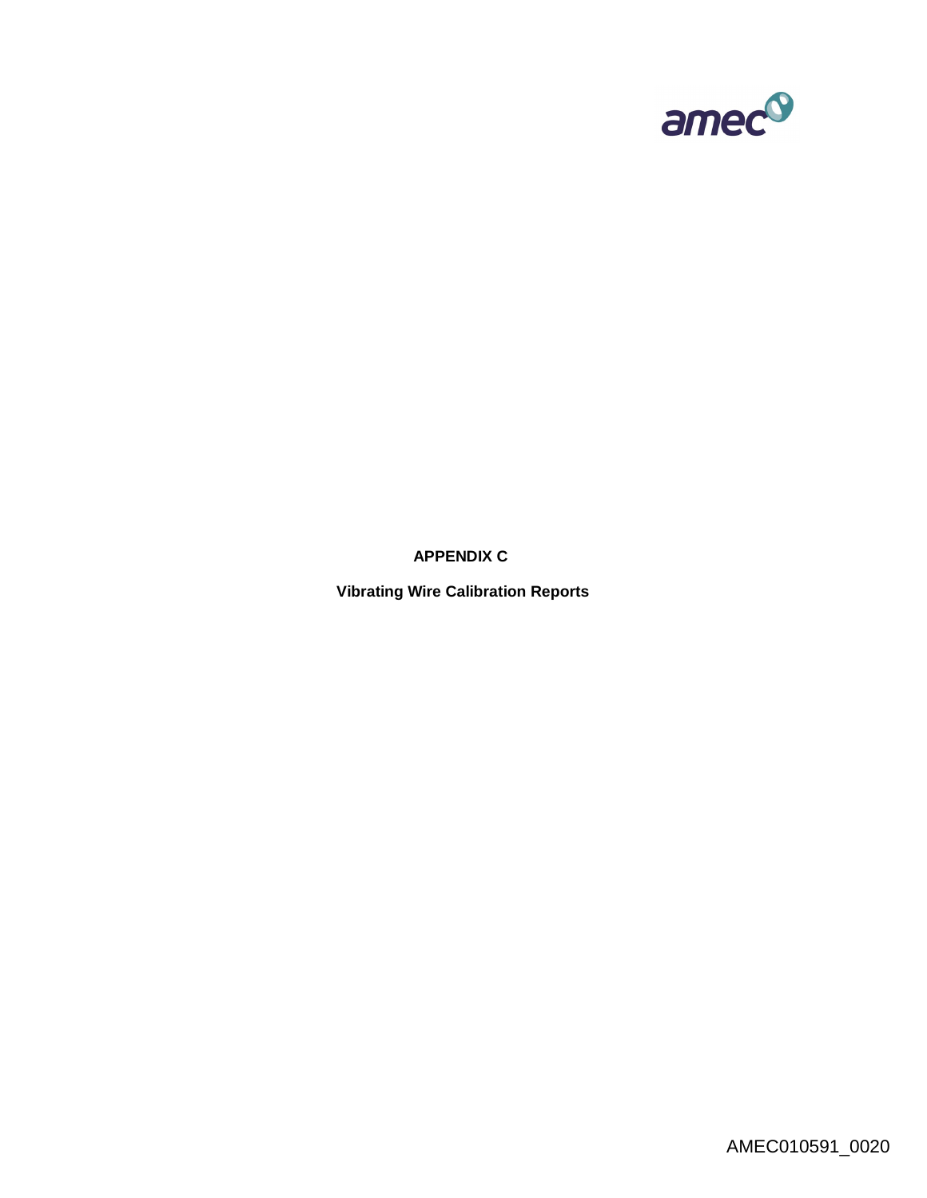**APPENDIX C**

**Vibrating Wire Calibration Reports**

AMEC010591_0020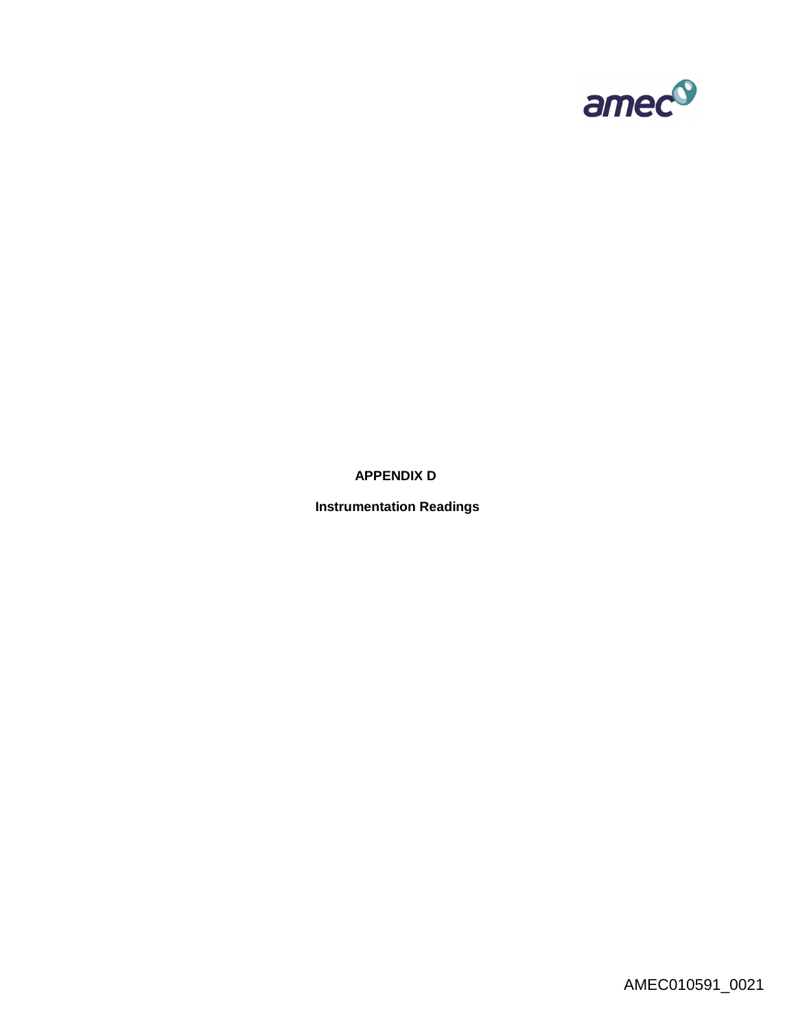**APPENDIX D**

**Instrumentation Readings**

AMEC010591_0021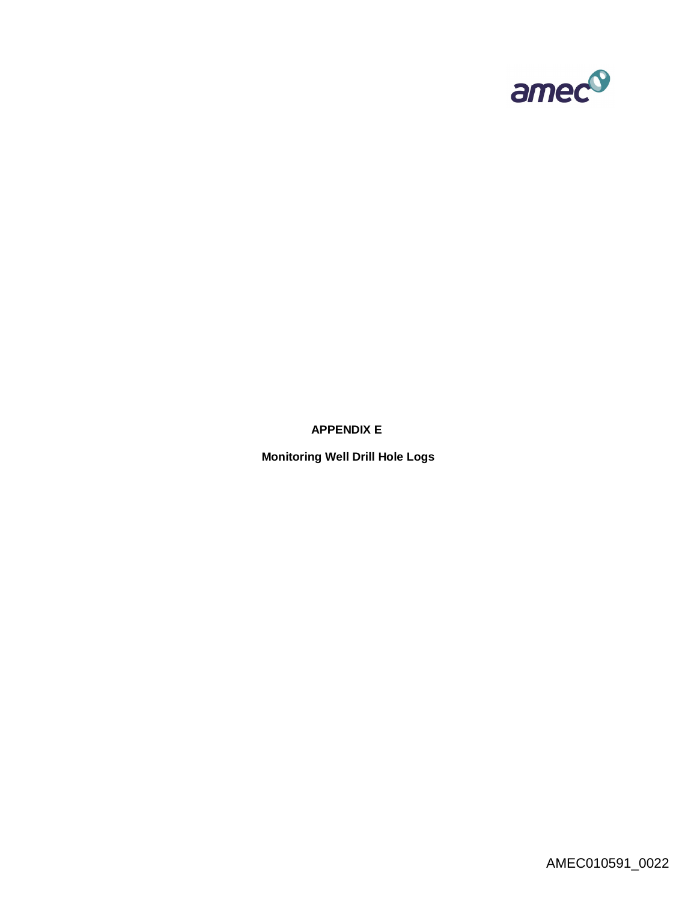**APPENDIX E**

**Monitoring Well Drill Hole Logs**

AMEC010591_0022